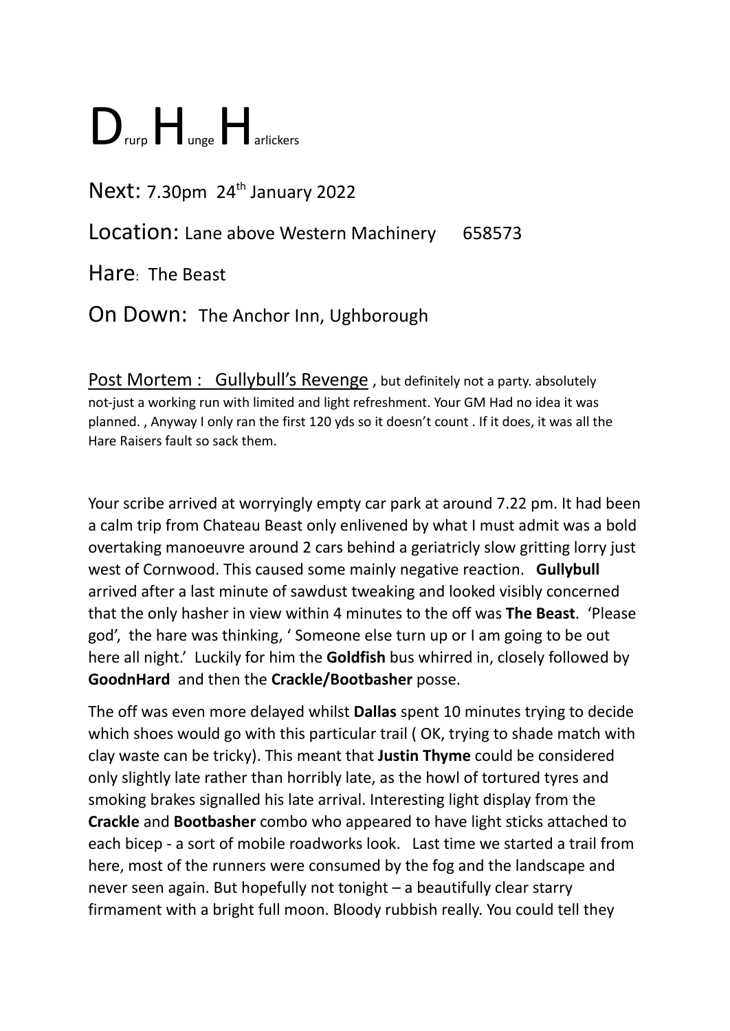# D<small>rurp</small> H<small>unge</small> H<small>arlickers</small>

Next: 7.30pm 24th January 2022

Location: Lane above Western Machinery 658573

Hare: The Beast

On Down: The Anchor Inn, Ughborough

Post Mortem : Gullybull's Revenge , but definitely not a party. absolutely not-just a working run with limited and light refreshment. Your GM Had no idea it was planned. , Anyway I only ran the first 120 yds so it doesn't count . If it does, it was all the Hare Raisers fault so sack them.

Your scribe arrived at worryingly empty car park at around 7.22 pm. It had been a calm trip from Chateau Beast only enlivened by what I must admit was a bold overtaking manoeuvre around 2 cars behind a geriatricly slow gritting lorry just west of Cornwood. This caused some mainly negative reaction. **Gullybull** arrived after a last minute of sawdust tweaking and looked visibly concerned that the only hasher in view within 4 minutes to the off was **The Beast**. 'Please god', the hare was thinking, ' Someone else turn up or I am going to be out here all night.' Luckily for him the **Goldfish** bus whirred in, closely followed by **GoodnHard** and then the **Crackle/Bootbasher** posse.

The off was even more delayed whilst **Dallas** spent 10 minutes trying to decide which shoes would go with this particular trail ( OK, trying to shade match with clay waste can be tricky). This meant that **Justin Thyme** could be considered only slightly late rather than horribly late, as the howl of tortured tyres and smoking brakes signalled his late arrival. Interesting light display from the **Crackle** and **Bootbasher** combo who appeared to have light sticks attached to each bicep - a sort of mobile roadworks look. Last time we started a trail from here, most of the runners were consumed by the fog and the landscape and never seen again. But hopefully not tonight – a beautifully clear starry firmament with a bright full moon. Bloody rubbish really. You could tell they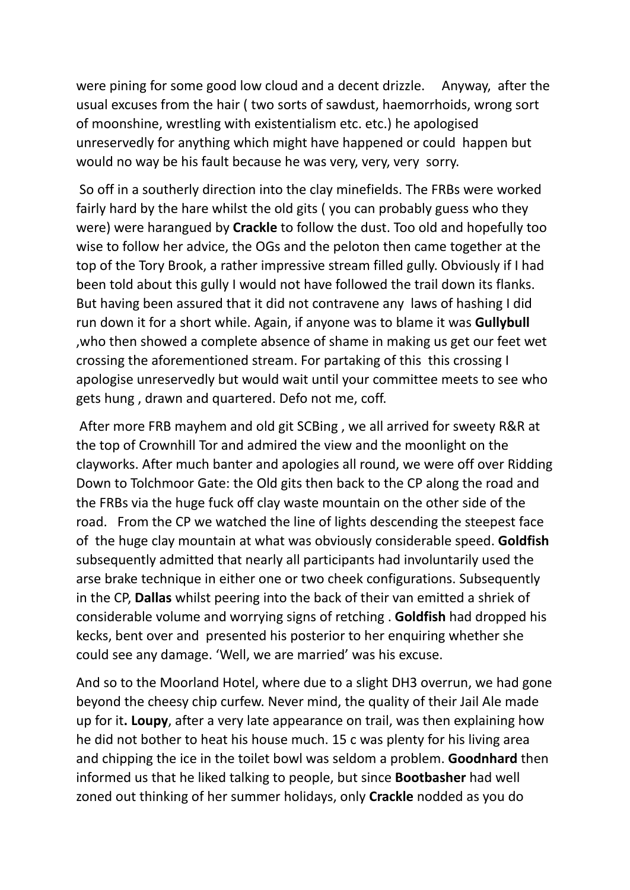were pining for some good low cloud and a decent drizzle. Anyway, after the usual excuses from the hair ( two sorts of sawdust, haemorrhoids, wrong sort of moonshine, wrestling with existentialism etc. etc.) he apologised unreservedly for anything which might have happened or could happen but would no way be his fault because he was very, very, very sorry.

So off in a southerly direction into the clay minefields. The FRBs were worked fairly hard by the hare whilst the old gits ( you can probably guess who they were) were harangued by **Crackle** to follow the dust. Too old and hopefully too wise to follow her advice, the OGs and the peloton then came together at the top of the Tory Brook, a rather impressive stream filled gully. Obviously if I had been told about this gully I would not have followed the trail down its flanks. But having been assured that it did not contravene any laws of hashing I did run down it for a short while. Again, if anyone was to blame it was **Gullybull** ,who then showed a complete absence of shame in making us get our feet wet crossing the aforementioned stream. For partaking of this this crossing I apologise unreservedly but would wait until your committee meets to see who gets hung , drawn and quartered. Defo not me, coff.

After more FRB mayhem and old git SCBing , we all arrived for sweety R&R at the top of Crownhill Tor and admired the view and the moonlight on the clayworks. After much banter and apologies all round, we were off over Ridding Down to Tolchmoor Gate: the Old gits then back to the CP along the road and the FRBs via the huge fuck off clay waste mountain on the other side of the road. From the CP we watched the line of lights descending the steepest face of the huge clay mountain at what was obviously considerable speed. **Goldfish** subsequently admitted that nearly all participants had involuntarily used the arse brake technique in either one or two cheek configurations. Subsequently in the CP, **Dallas** whilst peering into the back of their van emitted a shriek of considerable volume and worrying signs of retching . **Goldfish** had dropped his kecks, bent over and presented his posterior to her enquiring whether she could see any damage. 'Well, we are married' was his excuse.

And so to the Moorland Hotel, where due to a slight DH3 overrun, we had gone beyond the cheesy chip curfew. Never mind, the quality of their Jail Ale made up for it**. Loupy**, after a very late appearance on trail, was then explaining how he did not bother to heat his house much. 15 c was plenty for his living area and chipping the ice in the toilet bowl was seldom a problem. **Goodnhard** then informed us that he liked talking to people, but since **Bootbasher** had well zoned out thinking of her summer holidays, only **Crackle** nodded as you do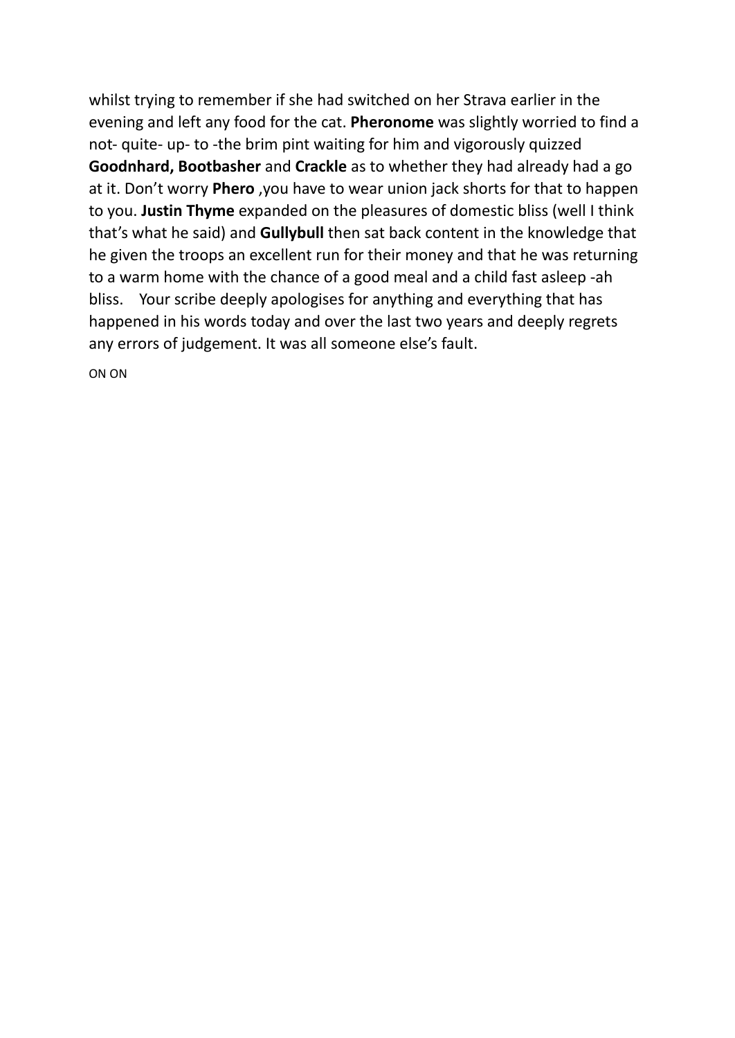whilst trying to remember if she had switched on her Strava earlier in the evening and left any food for the cat. **Pheronome** was slightly worried to find a not- quite- up- to -the brim pint waiting for him and vigorously quizzed **Goodnhard, Bootbasher** and **Crackle** as to whether they had already had a go at it. Don't worry **Phero** ,you have to wear union jack shorts for that to happen to you. **Justin Thyme** expanded on the pleasures of domestic bliss (well I think that's what he said) and **Gullybull** then sat back content in the knowledge that he given the troops an excellent run for their money and that he was returning to a warm home with the chance of a good meal and a child fast asleep -ah bliss.   Your scribe deeply apologises for anything and everything that has happened in his words today and over the last two years and deeply regrets any errors of judgement. It was all someone else's fault.

ON ON